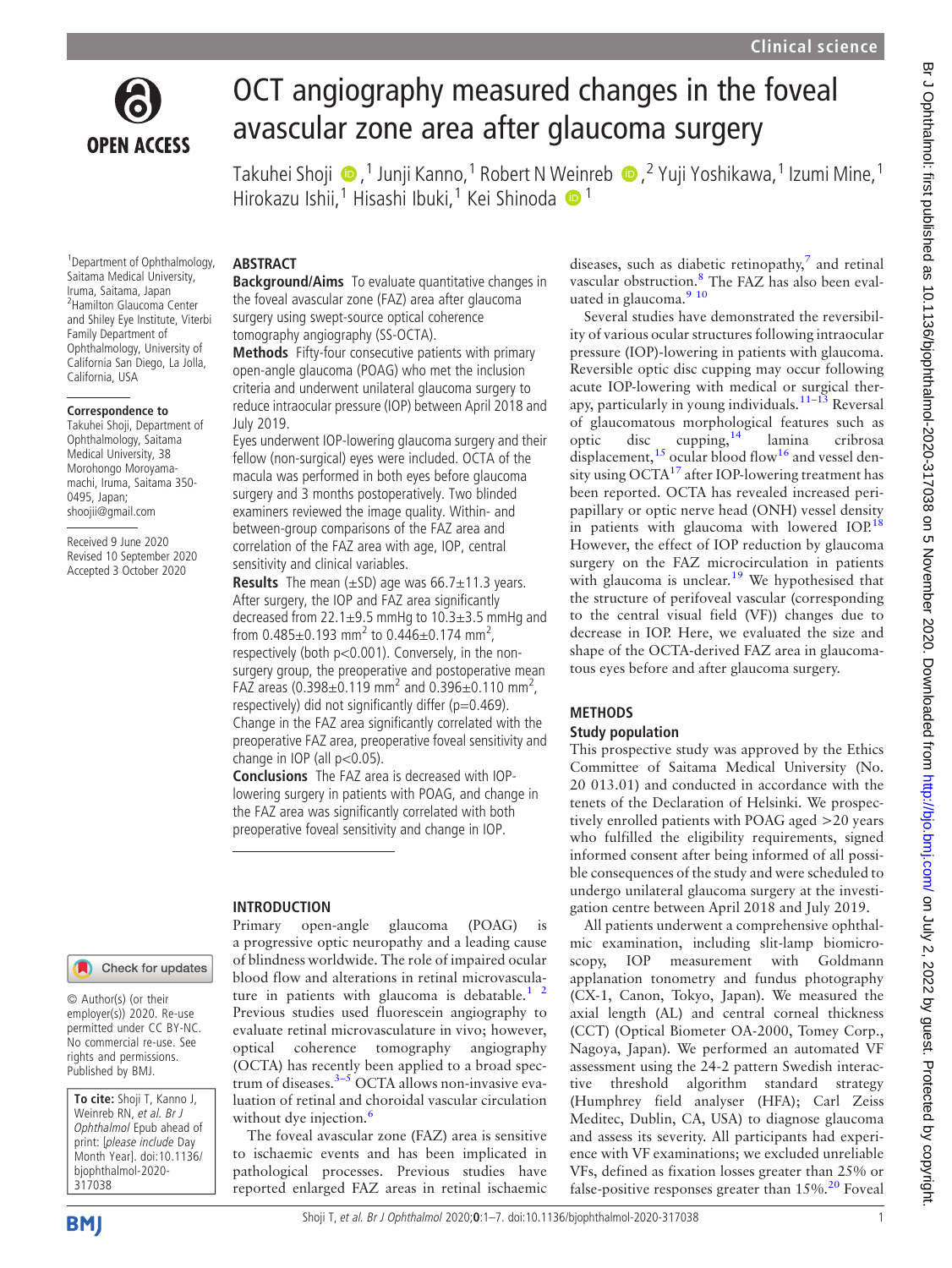# OCT angiography measured changes in the foveal avascular zone area after glaucoma surgery

Takuhei Shoji,[1] Junji Kanno,[1] Robert N Weinreb,[2] Yuji Yoshikawa,[1] Izumi Mine,[1] Hirokazu Ishii,[1] Hisashi Ibuki,[1] Kei Shinoda[1]

[1]Department of Ophthalmology, Saitama Medical University, Iruma, Saitama, Japan
[2]Hamilton Glaucoma Center and Shiley Eye Institute, Viterbi Family Department of Ophthalmology, University of California San Diego, La Jolla, California, USA

**Correspondence to**
Takuhei Shoji, Department of Ophthalmology, Saitama Medical University, 38 Morohongo Moroyama-machi, Iruma, Saitama 350-0495, Japan; shoojii@gmail.com

Received 9 June 2020
Revised 10 September 2020
Accepted 3 October 2020

© Author(s) (or their employer(s)) 2020. Re-use permitted under CC BY-NC. No commercial re-use. See rights and permissions. Published by BMJ.

**To cite:** Shoji T, Kanno J, Weinreb RN, et al. Br J Ophthalmol Epub ahead of print: [please include Day Month Year]. doi:10.1136/bjophthalmol-2020-317038

## ABSTRACT

**Background/Aims** To evaluate quantitative changes in the foveal avascular zone (FAZ) area after glaucoma surgery using swept-source optical coherence tomography angiography (SS-OCTA).

**Methods** Fifty-four consecutive patients with primary open-angle glaucoma (POAG) who met the inclusion criteria and underwent unilateral glaucoma surgery to reduce intraocular pressure (IOP) between April 2018 and July 2019.
Eyes underwent IOP-lowering glaucoma surgery and their fellow (non-surgical) eyes were included. OCTA of the macula was performed in both eyes before glaucoma surgery and 3 months postoperatively. Two blinded examiners reviewed the image quality. Within- and between-group comparisons of the FAZ area and correlation of the FAZ area with age, IOP, central sensitivity and clinical variables.

**Results** The mean (±SD) age was 66.7±11.3 years. After surgery, the IOP and FAZ area significantly decreased from 22.1±9.5 mmHg to 10.3±3.5 mmHg and from 0.485±0.193 mm$^2$ to 0.446±0.174 mm$^2$, respectively (both $p<0.001$). Conversely, in the non-surgery group, the preoperative and postoperative mean FAZ areas (0.398±0.119 mm$^2$ and 0.396±0.110 mm$^2$, respectively) did not significantly differ ($p=0.469$). Change in the FAZ area significantly correlated with the preoperative FAZ area, preoperative foveal sensitivity and change in IOP (all $p<0.05$).

**Conclusions** The FAZ area is decreased with IOP-lowering surgery in patients with POAG, and change in the FAZ area was significantly correlated with both preoperative foveal sensitivity and change in IOP.

## INTRODUCTION

Primary open-angle glaucoma (POAG) is a progressive optic neuropathy and a leading cause of blindness worldwide. The role of impaired ocular blood flow and alterations in retinal microvasculature in patients with glaucoma is debatable.[1 2] Previous studies used fluorescein angiography to evaluate retinal microvasculature in vivo; however, optical coherence tomography angiography (OCTA) has recently been applied to a broad spectrum of diseases.[3–5] OCTA allows non-invasive evaluation of retinal and choroidal vascular circulation without dye injection.[6]

The foveal avascular zone (FAZ) area is sensitive to ischaemic events and has been implicated in pathological processes. Previous studies have reported enlarged FAZ areas in retinal ischaemic diseases, such as diabetic retinopathy,[7] and retinal vascular obstruction.[8] The FAZ has also been evaluated in glaucoma.[9 10]

Several studies have demonstrated the reversibility of various ocular structures following intraocular pressure (IOP)-lowering in patients with glaucoma. Reversible optic disc cupping may occur following acute IOP-lowering with medical or surgical therapy, particularly in young individuals.[11–13] Reversal of glaucomatous morphological features such as optic disc cupping,[14] lamina cribrosa displacement,[15] ocular blood flow[16] and vessel density using OCTA[17] after IOP-lowering treatment has been reported. OCTA has revealed increased peripapillary or optic nerve head (ONH) vessel density in patients with glaucoma with lowered IOP.[18] However, the effect of IOP reduction by glaucoma surgery on the FAZ microcirculation in patients with glaucoma is unclear.[19] We hypothesised that the structure of perifoveal vascular (corresponding to the central visual field (VF)) changes due to decrease in IOP. Here, we evaluated the size and shape of the OCTA-derived FAZ area in glaucomatous eyes before and after glaucoma surgery.

## METHODS

### Study population

This prospective study was approved by the Ethics Committee of Saitama Medical University (No. 20 013.01) and conducted in accordance with the tenets of the Declaration of Helsinki. We prospectively enrolled patients with POAG aged >20 years who fulfilled the eligibility requirements, signed informed consent after being informed of all possible consequences of the study and were scheduled to undergo unilateral glaucoma surgery at the investigation centre between April 2018 and July 2019.

All patients underwent a comprehensive ophthalmic examination, including slit-lamp biomicroscopy, IOP measurement with Goldmann applanation tonometry and fundus photography (CX-1, Canon, Tokyo, Japan). We measured the axial length (AL) and central corneal thickness (CCT) (Optical Biometer OA-2000, Tomey Corp., Nagoya, Japan). We performed an automated VF assessment using the 24-2 pattern Swedish interactive threshold algorithm standard strategy (Humphrey field analyser (HFA); Carl Zeiss Meditec, Dublin, CA, USA) to diagnose glaucoma and assess its severity. All participants had experience with VF examinations; we excluded unreliable VFs, defined as fixation losses greater than 25% or false-positive responses greater than 15%.[20] Foveal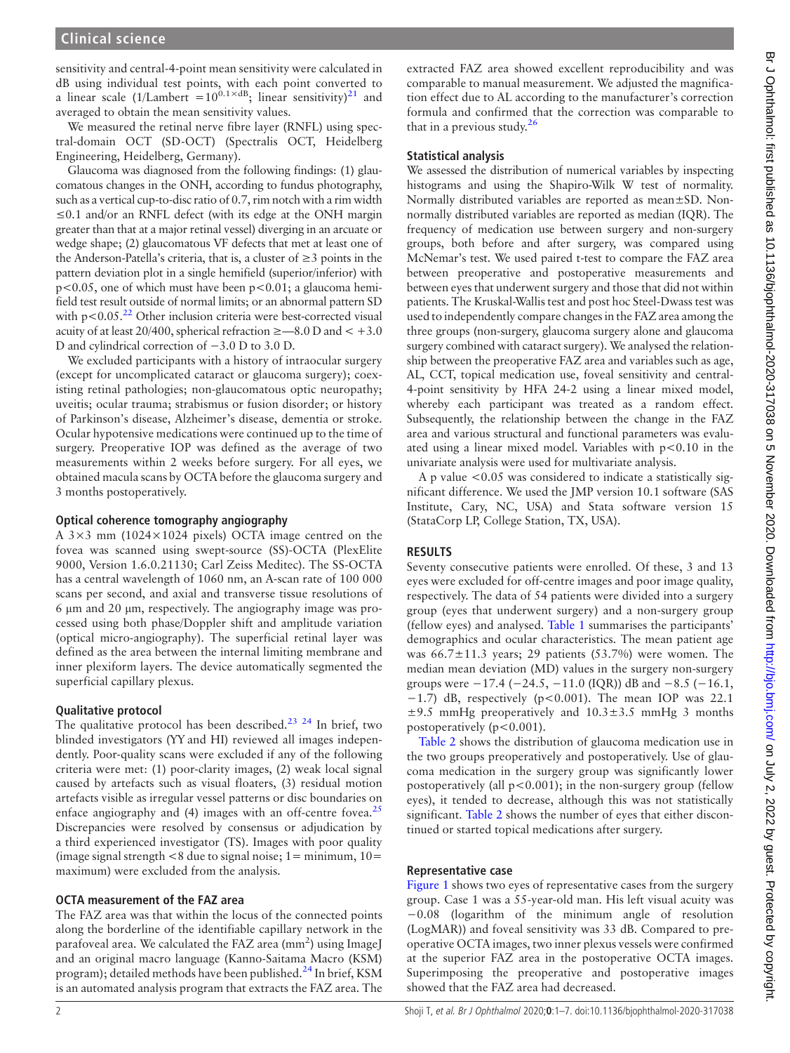sensitivity and central-4-point mean sensitivity were calculated in dB using individual test points, with each point converted to a linear scale (1/Lambert $=10^{0.1\times dB}$; linear sensitivity)[21] and averaged to obtain the mean sensitivity values.

We measured the retinal nerve fibre layer (RNFL) using spectral-domain OCT (SD-OCT) (Spectralis OCT, Heidelberg Engineering, Heidelberg, Germany).

Glaucoma was diagnosed from the following findings: (1) glaucomatous changes in the ONH, according to fundus photography, such as a vertical cup-to-disc ratio of 0.7, rim notch with a rim width ≤0.1 and/or an RNFL defect (with its edge at the ONH margin greater than that at a major retinal vessel) diverging in an arcuate or wedge shape; (2) glaucomatous VF defects that met at least one of the Anderson-Patella's criteria, that is, a cluster of ≥3 points in the pattern deviation plot in a single hemifield (superior/inferior) with $p<0.05$, one of which must have been $p<0.01$; a glaucoma hemifield test result outside of normal limits; or an abnormal pattern SD with $p<0.05$.[22] Other inclusion criteria were best-corrected visual acuity of at least 20/400, spherical refraction ≥−8.0 D and < +3.0 D and cylindrical correction of −3.0 D to 3.0 D.

We excluded participants with a history of intraocular surgery (except for uncomplicated cataract or glaucoma surgery); coexisting retinal pathologies; non-glaucomatous optic neuropathy; uveitis; ocular trauma; strabismus or fusion disorder; or history of Parkinson's disease, Alzheimer's disease, dementia or stroke. Ocular hypotensive medications were continued up to the time of surgery. Preoperative IOP was defined as the average of two measurements within 2 weeks before surgery. For all eyes, we obtained macula scans by OCTA before the glaucoma surgery and 3 months postoperatively.

### Optical coherence tomography angiography

A 3×3 mm (1024×1024 pixels) OCTA image centred on the fovea was scanned using swept-source (SS)-OCTA (PlexElite 9000, Version 1.6.0.21130; Carl Zeiss Meditec). The SS-OCTA has a central wavelength of 1060 nm, an A-scan rate of 100 000 scans per second, and axial and transverse tissue resolutions of 6 µm and 20 µm, respectively. The angiography image was processed using both phase/Doppler shift and amplitude variation (optical micro-angiography). The superficial retinal layer was defined as the area between the internal limiting membrane and inner plexiform layers. The device automatically segmented the superficial capillary plexus.

### Qualitative protocol

The qualitative protocol has been described.[23 24] In brief, two blinded investigators (YY and HI) reviewed all images independently. Poor-quality scans were excluded if any of the following criteria were met: (1) poor-clarity images, (2) weak local signal caused by artefacts such as visual floaters, (3) residual motion artefacts visible as irregular vessel patterns or disc boundaries on enface angiography and (4) images with an off-centre fovea.[25] Discrepancies were resolved by consensus or adjudication by a third experienced investigator (TS). Images with poor quality (image signal strength <8 due to signal noise; 1= minimum, 10= maximum) were excluded from the analysis.

### OCTA measurement of the FAZ area

The FAZ area was that within the locus of the connected points along the borderline of the identifiable capillary network in the parafoveal area. We calculated the FAZ area (mm$^2$) using ImageJ and an original macro language (Kanno-Saitama Macro (KSM) program); detailed methods have been published.[24] In brief, KSM is an automated analysis program that extracts the FAZ area. The extracted FAZ area showed excellent reproducibility and was comparable to manual measurement. We adjusted the magnification effect due to AL according to the manufacturer's correction formula and confirmed that the correction was comparable to that in a previous study.[26]

### Statistical analysis

We assessed the distribution of numerical variables by inspecting histograms and using the Shapiro-Wilk W test of normality. Normally distributed variables are reported as mean±SD. Non-normally distributed variables are reported as median (IQR). The frequency of medication use between surgery and non-surgery groups, both before and after surgery, was compared using McNemar's test. We used paired t-test to compare the FAZ area between preoperative and postoperative measurements and between eyes that underwent surgery and those that did not within patients. The Kruskal-Wallis test and post hoc Steel-Dwass test was used to independently compare changes in the FAZ area among the three groups (non-surgery, glaucoma surgery alone and glaucoma surgery combined with cataract surgery). We analysed the relationship between the preoperative FAZ area and variables such as age, AL, CCT, topical medication use, foveal sensitivity and central-4-point sensitivity by HFA 24-2 using a linear mixed model, whereby each participant was treated as a random effect. Subsequently, the relationship between the change in the FAZ area and various structural and functional parameters was evaluated using a linear mixed model. Variables with $p<0.10$ in the univariate analysis were used for multivariate analysis.

A p value <0.05 was considered to indicate a statistically significant difference. We used the JMP version 10.1 software (SAS Institute, Cary, NC, USA) and Stata software version 15 (StataCorp LP, College Station, TX, USA).

## RESULTS

Seventy consecutive patients were enrolled. Of these, 3 and 13 eyes were excluded for off-centre images and poor image quality, respectively. The data of 54 patients were divided into a surgery group (eyes that underwent surgery) and a non-surgery group (fellow eyes) and analysed. Table 1 summarises the participants' demographics and ocular characteristics. The mean patient age was 66.7±11.3 years; 29 patients (53.7%) were women. The median mean deviation (MD) values in the surgery non-surgery groups were −17.4 (−24.5, −11.0 (IQR)) dB and −8.5 (−16.1, −1.7) dB, respectively ($p<0.001$). The mean IOP was 22.1 ±9.5 mmHg preoperatively and 10.3±3.5 mmHg 3 months postoperatively ($p<0.001$).

Table 2 shows the distribution of glaucoma medication use in the two groups preoperatively and postoperatively. Use of glaucoma medication in the surgery group was significantly lower postoperatively (all $p<0.001$); in the non-surgery group (fellow eyes), it tended to decrease, although this was not statistically significant. Table 2 shows the number of eyes that either discontinued or started topical medications after surgery.

### Representative case

Figure 1 shows two eyes of representative cases from the surgery group. Case 1 was a 55-year-old man. His left visual acuity was −0.08 (logarithm of the minimum angle of resolution (LogMAR)) and foveal sensitivity was 33 dB. Compared to preoperative OCTA images, two inner plexus vessels were confirmed at the superior FAZ area in the postoperative OCTA images. Superimposing the preoperative and postoperative images showed that the FAZ area had decreased.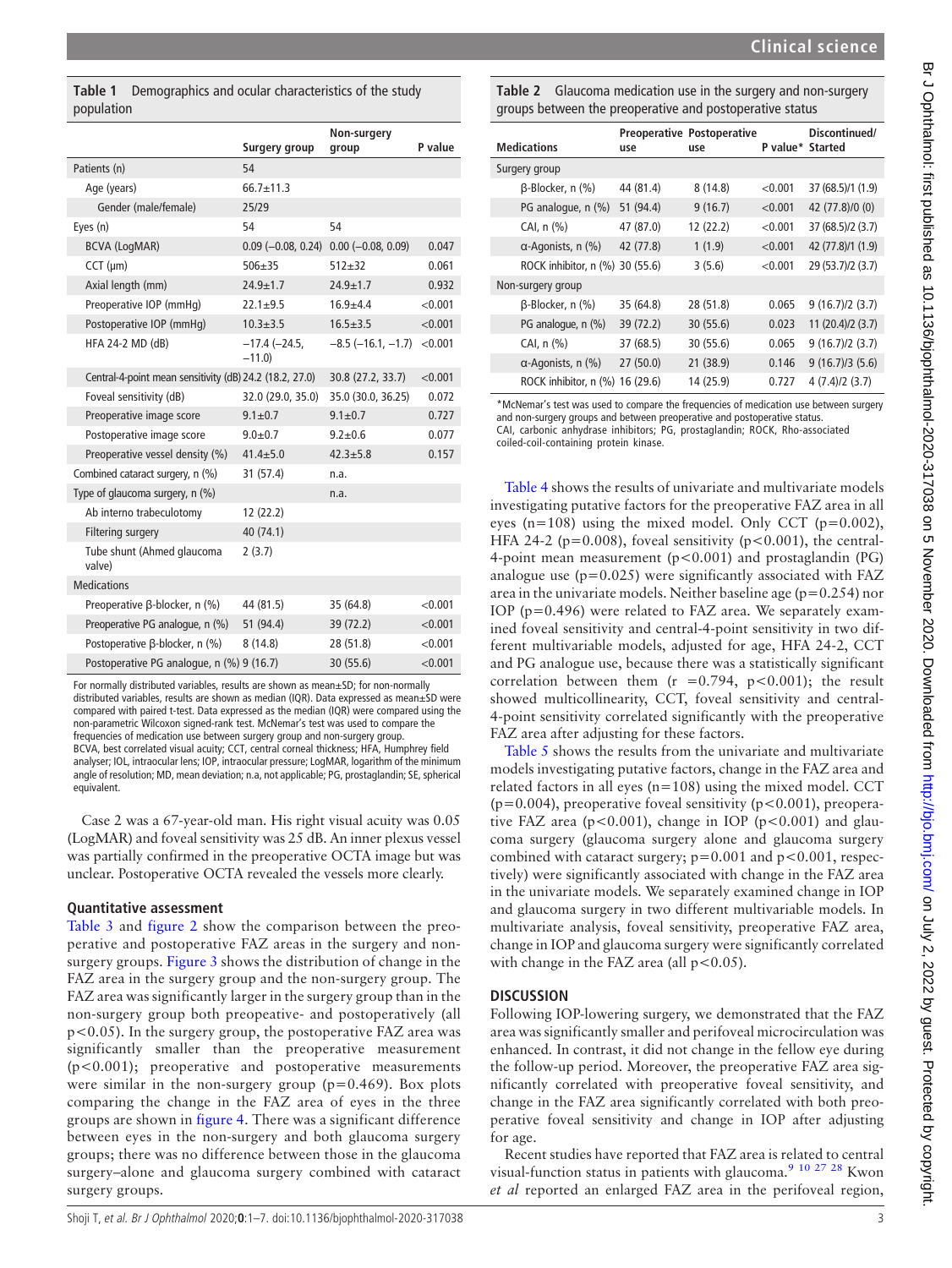**Table 1** Demographics and ocular characteristics of the study population

| | Surgery group | Non-surgery group | P value |
|---|---|---|---|
| Patients (n) | 54 | | |
| Age (years) | 66.7±11.3 | | |
| Gender (male/female) | 25/29 | | |
| Eyes (n) | 54 | 54 | |
| BCVA (LogMAR) | 0.09 (−0.08, 0.24) | 0.00 (−0.08, 0.09) | 0.047 |
| CCT (µm) | 506±35 | 512±32 | 0.061 |
| Axial length (mm) | 24.9±1.7 | 24.9±1.7 | 0.932 |
| Preoperative IOP (mmHg) | 22.1±9.5 | 16.9±4.4 | <0.001 |
| Postoperative IOP (mmHg) | 10.3±3.5 | 16.5±3.5 | <0.001 |
| HFA 24-2 MD (dB) | −17.4 (−24.5, −11.0) | −8.5 (−16.1, −1.7) | <0.001 |
| Central-4-point mean sensitivity (dB) | 24.2 (18.2, 27.0) | 30.8 (27.2, 33.7) | <0.001 |
| Foveal sensitivity (dB) | 32.0 (29.0, 35.0) | 35.0 (30.0, 36.25) | 0.072 |
| Preoperative image score | 9.1±0.7 | 9.1±0.7 | 0.727 |
| Postoperative image score | 9.0±0.7 | 9.2±0.6 | 0.077 |
| Preoperative vessel density (%) | 41.4±5.0 | 42.3±5.8 | 0.157 |
| Combined cataract surgery, n (%) | 31 (57.4) | n.a. | |
| Type of glaucoma surgery, n (%) | | n.a. | |
| Ab interno trabeculotomy | 12 (22.2) | | |
| Filtering surgery | 40 (74.1) | | |
| Tube shunt (Ahmed glaucoma valve) | 2 (3.7) | | |
| Medications | | | |
| Preoperative β-blocker, n (%) | 44 (81.5) | 35 (64.8) | <0.001 |
| Preoperative PG analogue, n (%) | 51 (94.4) | 39 (72.2) | <0.001 |
| Postoperative β-blocker, n (%) | 8 (14.8) | 28 (51.8) | <0.001 |
| Postoperative PG analogue, n (%) | 9 (16.7) | 30 (55.6) | <0.001 |

For normally distributed variables, results are shown as mean±SD; for non-normally distributed variables, results are shown as median (IQR). Data expressed as mean±SD were compared with paired t-test. Data expressed as the median (IQR) were compared using the non-parametric Wilcoxon signed-rank test. McNemar's test was used to compare the frequencies of medication use between surgery group and non-surgery group.
BCVA, best correlated visual acuity; CCT, central corneal thickness; HFA, Humphrey field analyser; IOL, intraocular lens; IOP, intraocular pressure; LogMAR, logarithm of the minimum angle of resolution; MD, mean deviation; n.a, not applicable; PG, prostaglandin; SE, spherical equivalent.

Case 2 was a 67-year-old man. His right visual acuity was 0.05 (LogMAR) and foveal sensitivity was 25 dB. An inner plexus vessel was partially confirmed in the preoperative OCTA image but was unclear. Postoperative OCTA revealed the vessels more clearly.

### Quantitative assessment

Table 3 and figure 2 show the comparison between the preoperative and postoperative FAZ areas in the surgery and non-surgery groups. Figure 3 shows the distribution of change in the FAZ area in the surgery group and the non-surgery group. The FAZ area was significantly larger in the surgery group than in the non-surgery group both preoperative- and postoperatively (all $p<0.05$). In the surgery group, the postoperative FAZ area was significantly smaller than the preoperative measurement ($p<0.001$); preoperative and postoperative measurements were similar in the non-surgery group ($p=0.469$). Box plots comparing the change in the FAZ area of eyes in the three groups are shown in figure 4. There was a significant difference between eyes in the non-surgery and both glaucoma surgery groups; there was no difference between those in the glaucoma surgery–alone and glaucoma surgery combined with cataract surgery groups.

**Table 2** Glaucoma medication use in the surgery and non-surgery groups between the preoperative and postoperative status

| Medications | Preoperative use | Postoperative use | P value* | Discontinued/ Started |
|---|---|---|---|---|
| Surgery group | | | | |
| β-Blocker, n (%) | 44 (81.4) | 8 (14.8) | <0.001 | 37 (68.5)/1 (1.9) |
| PG analogue, n (%) | 51 (94.4) | 9 (16.7) | <0.001 | 42 (77.8)/0 (0) |
| CAI, n (%) | 47 (87.0) | 12 (22.2) | <0.001 | 37 (68.5)/2 (3.7) |
| α-Agonists, n (%) | 42 (77.8) | 1 (1.9) | <0.001 | 42 (77.8)/1 (1.9) |
| ROCK inhibitor, n (%) | 30 (55.6) | 3 (5.6) | <0.001 | 29 (53.7)/2 (3.7) |
| Non-surgery group | | | | |
| β-Blocker, n (%) | 35 (64.8) | 28 (51.8) | 0.065 | 9 (16.7)/2 (3.7) |
| PG analogue, n (%) | 39 (72.2) | 30 (55.6) | 0.023 | 11 (20.4)/2 (3.7) |
| CAI, n (%) | 37 (68.5) | 30 (55.6) | 0.065 | 9 (16.7)/2 (3.7) |
| α-Agonists, n (%) | 27 (50.0) | 21 (38.9) | 0.146 | 9 (16.7)/3 (5.6) |
| ROCK inhibitor, n (%) | 16 (29.6) | 14 (25.9) | 0.727 | 4 (7.4)/2 (3.7) |

*McNemar's test was used to compare the frequencies of medication use between surgery and non-surgery groups and between preoperative and postoperative status.
CAI, carbonic anhydrase inhibitors; PG, prostaglandin; ROCK, Rho-associated coiled-coil-containing protein kinase.

Table 4 shows the results of univariate and multivariate models investigating putative factors for the preoperative FAZ area in all eyes ($n=108$) using the mixed model. Only CCT ($p=0.002$), HFA 24-2 ($p=0.008$), foveal sensitivity ($p<0.001$), the central-4-point mean measurement ($p<0.001$) and prostaglandin (PG) analogue use ($p=0.025$) were significantly associated with FAZ area in the univariate models. Neither baseline age ($p=0.254$) nor IOP ($p=0.496$) were related to FAZ area. We separately examined foveal sensitivity and central-4-point sensitivity in two different multivariable models, adjusted for age, HFA 24-2, CCT and PG analogue use, because there was a statistically significant correlation between them ($r=0.794$, $p<0.001$); the result showed multicollinearity, CCT, foveal sensitivity and central-4-point sensitivity correlated significantly with the preoperative FAZ area after adjusting for these factors.

Table 5 shows the results from the univariate and multivariate models investigating putative factors, change in the FAZ area and related factors in all eyes ($n=108$) using the mixed model. CCT ($p=0.004$), preoperative foveal sensitivity ($p<0.001$), preoperative FAZ area ($p<0.001$), change in IOP ($p<0.001$) and glaucoma surgery (glaucoma surgery alone and glaucoma surgery combined with cataract surgery; $p=0.001$ and $p<0.001$, respectively) were significantly associated with change in the FAZ area in the univariate models. We separately examined change in IOP and glaucoma surgery in two different multivariable models. In multivariate analysis, foveal sensitivity, preoperative FAZ area, change in IOP and glaucoma surgery were significantly correlated with change in the FAZ area (all $p<0.05$).

## DISCUSSION

Following IOP-lowering surgery, we demonstrated that the FAZ area was significantly smaller and perifoveal microcirculation was enhanced. In contrast, it did not change in the fellow eye during the follow-up period. Moreover, the preoperative FAZ area significantly correlated with preoperative foveal sensitivity, and change in the FAZ area significantly correlated with both preoperative foveal sensitivity and change in IOP after adjusting for age.

Recent studies have reported that FAZ area is related to central visual-function status in patients with glaucoma.[9 10 27 28] Kwon *et al* reported an enlarged FAZ area in the perifoveal region,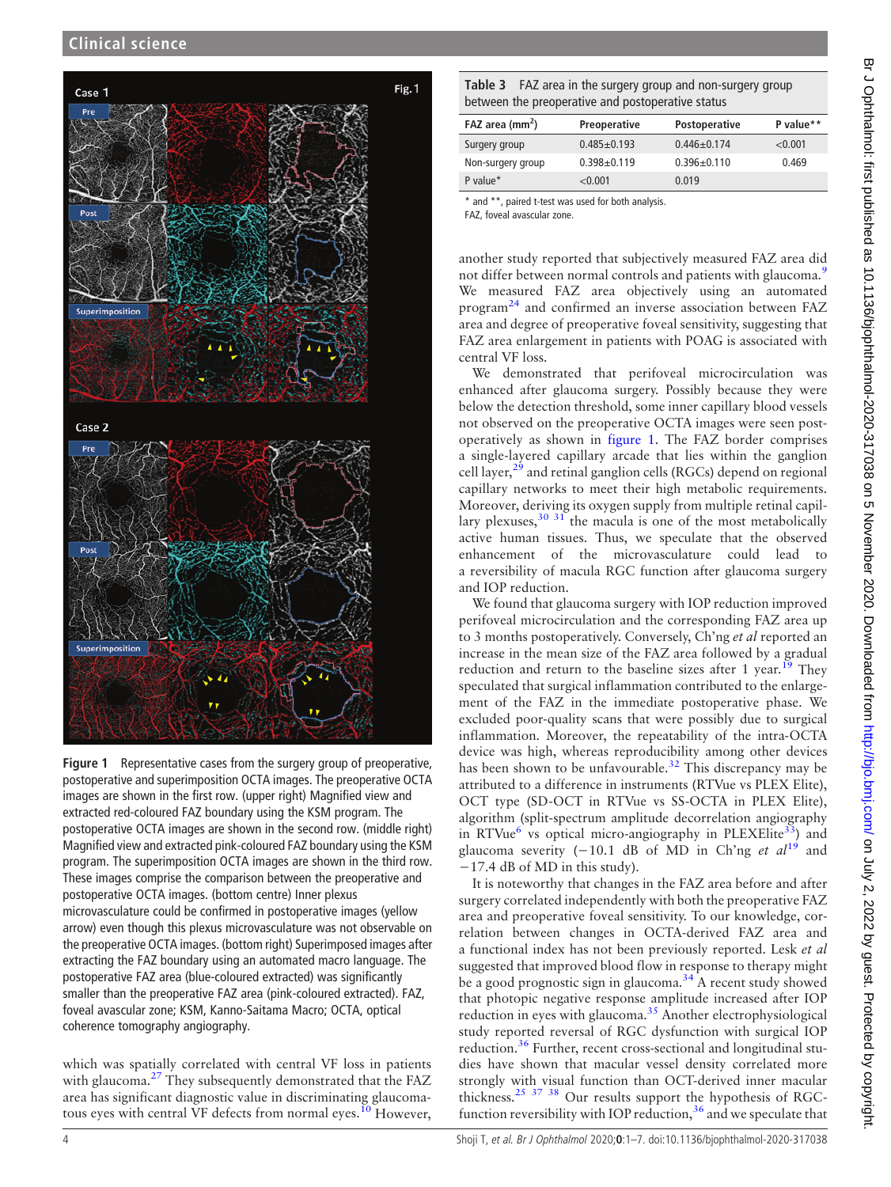Figure 1 Representative cases from the surgery group of preoperative, postoperative and superimposition OCTA images. The preoperative OCTA images are shown in the first row. (upper right) Magnified view and extracted red-coloured FAZ boundary using the KSM program. The postoperative OCTA images are shown in the second row. (middle right) Magnified view and extracted pink-coloured FAZ boundary using the KSM program. The superimposition OCTA images are shown in the third row. These images comprise the comparison between the preoperative and postoperative OCTA images. (bottom centre) Inner plexus microvasculature could be confirmed in postoperative images (yellow arrow) even though this plexus microvasculature was not observable on the preoperative OCTA images. (bottom right) Superimposed images after extracting the FAZ boundary using an automated macro language. The postoperative FAZ area (blue-coloured extracted) was significantly smaller than the preoperative FAZ area (pink-coloured extracted). FAZ, foveal avascular zone; KSM, Kanno-Saitama Macro; OCTA, optical coherence tomography angiography.

which was spatially correlated with central VF loss in patients with glaucoma.[27] They subsequently demonstrated that the FAZ area has significant diagnostic value in discriminating glaucomatous eyes with central VF defects from normal eyes.[10] However, another study reported that subjectively measured FAZ area did not differ between normal controls and patients with glaucoma.[9] We measured FAZ area objectively using an automated program[24] and confirmed an inverse association between FAZ area and degree of preoperative foveal sensitivity, suggesting that FAZ area enlargement in patients with POAG is associated with central VF loss.

**Table 3** FAZ area in the surgery group and non-surgery group between the preoperative and postoperative status

| FAZ area (mm$^2$) | Preoperative | Postoperative | P value** |
|---|---|---|---|
| Surgery group | 0.485±0.193 | 0.446±0.174 | <0.001 |
| Non-surgery group | 0.398±0.119 | 0.396±0.110 | 0.469 |
| P value* | <0.001 | 0.019 | |

\* and \*\*, paired t-test was used for both analysis.
FAZ, foveal avascular zone.

We demonstrated that perifoveal microcirculation was enhanced after glaucoma surgery. Possibly because they were below the detection threshold, some inner capillary blood vessels not observed on the preoperative OCTA images were seen postoperatively as shown in figure 1. The FAZ border comprises a single-layered capillary arcade that lies within the ganglion cell layer,[29] and retinal ganglion cells (RGCs) depend on regional capillary networks to meet their high metabolic requirements. Moreover, deriving its oxygen supply from multiple retinal capillary plexuses,[30 31] the macula is one of the most metabolically active human tissues. Thus, we speculate that the observed enhancement of the microvasculature could lead to a reversibility of macula RGC function after glaucoma surgery and IOP reduction.

We found that glaucoma surgery with IOP reduction improved perifoveal microcirculation and the corresponding FAZ area up to 3 months postoperatively. Conversely, Ch'ng *et al* reported an increase in the mean size of the FAZ area followed by a gradual reduction and return to the baseline sizes after 1 year.[19] They speculated that surgical inflammation contributed to the enlargement of the FAZ in the immediate postoperative phase. We excluded poor-quality scans that were possibly due to surgical inflammation. Moreover, the repeatability of the intra-OCTA device was high, whereas reproducibility among other devices has been shown to be unfavourable.[32] This discrepancy may be attributed to a difference in instruments (RTVue vs PLEX Elite), OCT type (SD-OCT in RTVue vs SS-OCTA in PLEX Elite), algorithm (split-spectrum amplitude decorrelation angiography in RTVue[6] vs optical micro-angiography in PLEXElite[33]) and glaucoma severity (−10.1 dB of MD in Ch'ng *et al*[19] and −17.4 dB of MD in this study).

It is noteworthy that changes in the FAZ area before and after surgery correlated independently with both the preoperative FAZ area and preoperative foveal sensitivity. To our knowledge, correlation between changes in OCTA-derived FAZ area and a functional index has not been previously reported. Lesk *et al* suggested that improved blood flow in response to therapy might be a good prognostic sign in glaucoma.[34] A recent study showed that photopic negative response amplitude increased after IOP reduction in eyes with glaucoma.[35] Another electrophysiological study reported reversal of RGC dysfunction with surgical IOP reduction.[36] Further, recent cross-sectional and longitudinal studies have shown that macular vessel density correlated more strongly with visual function than OCT-derived inner macular thickness.[25 37 38] Our results support the hypothesis of RGC-function reversibility with IOP reduction,[36] and we speculate that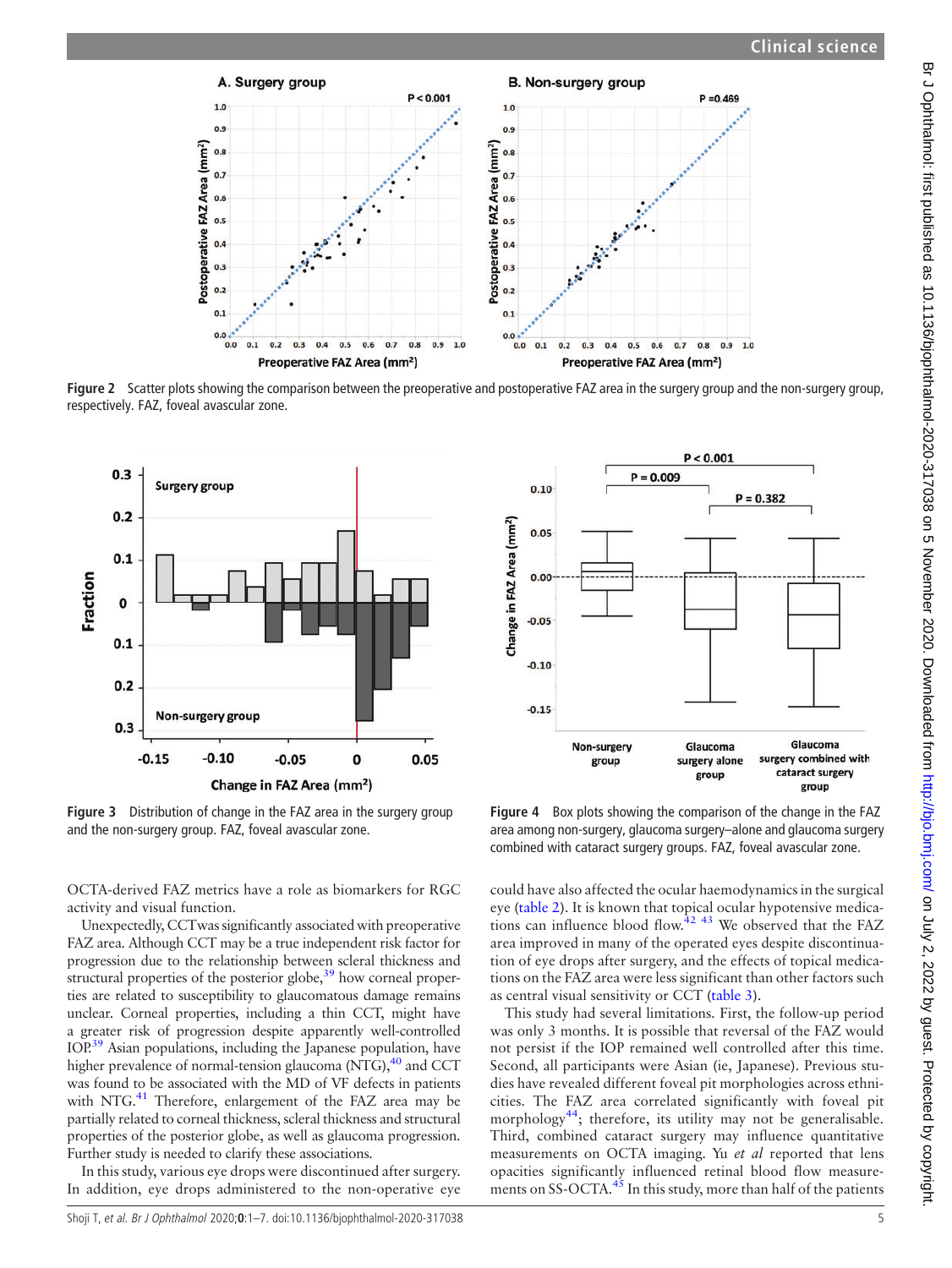Figure 2 Scatter plots showing the comparison between the preoperative and postoperative FAZ area in the surgery group and the non-surgery group, respectively. FAZ, foveal avascular zone.

Figure 3 Distribution of change in the FAZ area in the surgery group and the non-surgery group. FAZ, foveal avascular zone.

Figure 4 Box plots showing the comparison of the change in the FAZ area among non-surgery, glaucoma surgery–alone and glaucoma surgery combined with cataract surgery groups. FAZ, foveal avascular zone.

OCTA-derived FAZ metrics have a role as biomarkers for RGC activity and visual function.

Unexpectedly, CCT was significantly associated with preoperative FAZ area. Although CCT may be a true independent risk factor for progression due to the relationship between scleral thickness and structural properties of the posterior globe,[39] how corneal properties are related to susceptibility to glaucomatous damage remains unclear. Corneal properties, including a thin CCT, might have a greater risk of progression despite apparently well-controlled IOP.[39] Asian populations, including the Japanese population, have higher prevalence of normal-tension glaucoma (NTG),[40] and CCT was found to be associated with the MD of VF defects in patients with NTG.[41] Therefore, enlargement of the FAZ area may be partially related to corneal thickness, scleral thickness and structural properties of the posterior globe, as well as glaucoma progression. Further study is needed to clarify these associations.

In this study, various eye drops were discontinued after surgery. In addition, eye drops administered to the non-operative eye could have also affected the ocular haemodynamics in the surgical eye (table 2). It is known that topical ocular hypotensive medications can influence blood flow.[42,43] We observed that the FAZ area improved in many of the operated eyes despite discontinuation of eye drops after surgery, and the effects of topical medications on the FAZ area were less significant than other factors such as central visual sensitivity or CCT (table 3).

This study had several limitations. First, the follow-up period was only 3 months. It is possible that reversal of the FAZ would not persist if the IOP remained well controlled after this time. Second, all participants were Asian (ie, Japanese). Previous studies have revealed different foveal pit morphologies across ethnicities. The FAZ area correlated significantly with foveal pit morphology[44]; therefore, its utility may not be generalisable. Third, combined cataract surgery may influence quantitative measurements on OCTA imaging. Yu *et al* reported that lens opacities significantly influenced retinal blood flow measurements on SS-OCTA.[45] In this study, more than half of the patients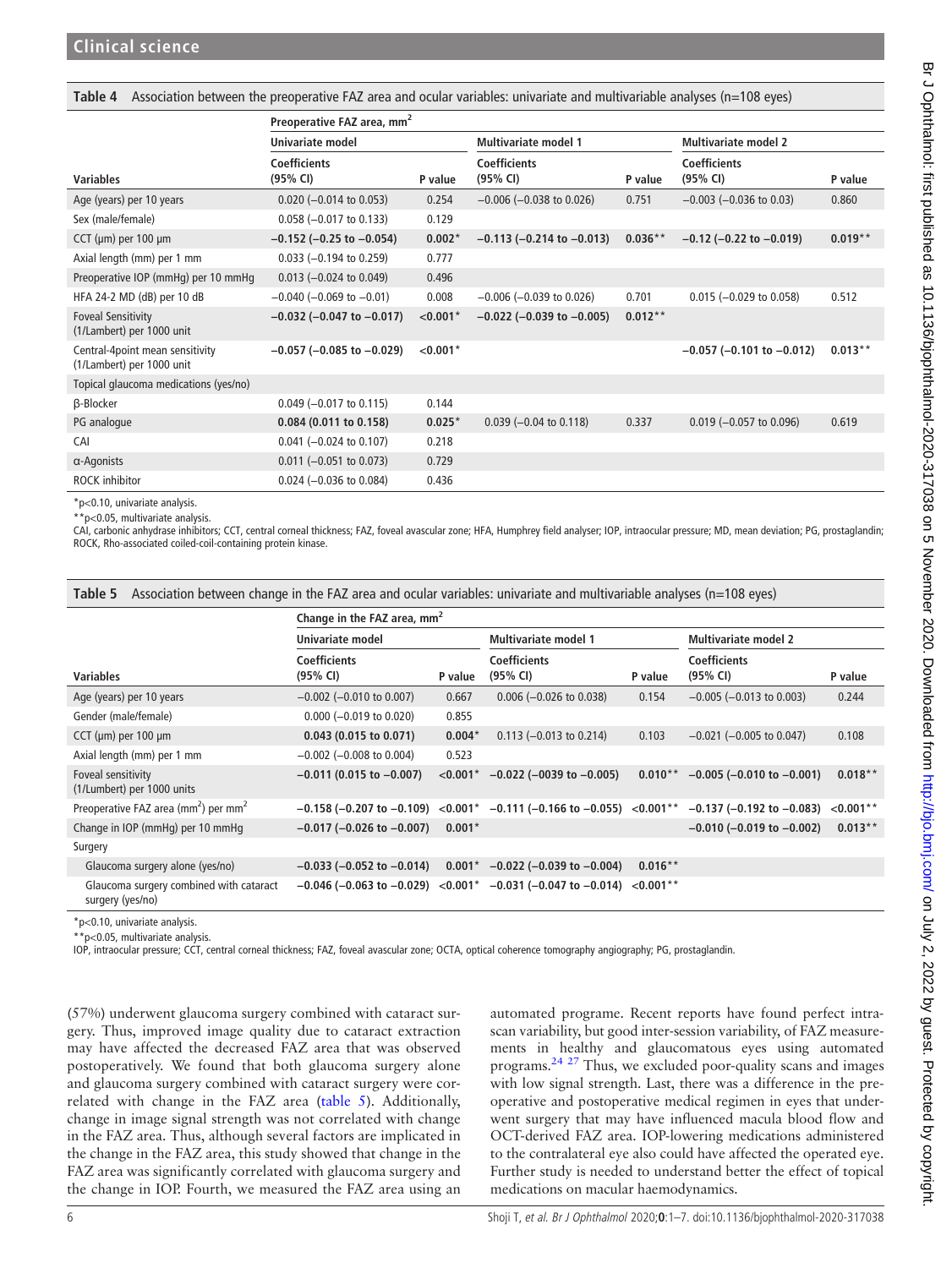**Table 4** Association between the preoperative FAZ area and ocular variables: univariate and multivariable analyses (n=108 eyes)

| | Preoperative FAZ area, mm$^2$ | | | | | |
|---|---|---|---|---|---|---|
| | Univariate model | | Multivariate model 1 | | Multivariate model 2 | |
| Variables | Coefficients (95% CI) | P value | Coefficients (95% CI) | P value | Coefficients (95% CI) | P value |
| Age (years) per 10 years | 0.020 (−0.014 to 0.053) | 0.254 | −0.006 (−0.038 to 0.026) | 0.751 | −0.003 (−0.036 to 0.03) | 0.860 |
| Sex (male/female) | 0.058 (−0.017 to 0.133) | 0.129 | | | | |
| CCT (µm) per 100 µm | **−0.152 (−0.25 to −0.054)** | **0.002*** | **−0.113 (−0.214 to −0.013)** | **0.036**** | **−0.12 (−0.22 to −0.019)** | **0.019**** |
| Axial length (mm) per 1 mm | 0.033 (−0.194 to 0.259) | 0.777 | | | | |
| Preoperative IOP (mmHg) per 10 mmHg | 0.013 (−0.024 to 0.049) | 0.496 | | | | |
| HFA 24-2 MD (dB) per 10 dB | −0.040 (−0.069 to −0.01) | 0.008 | −0.006 (−0.039 to 0.026) | 0.701 | 0.015 (−0.029 to 0.058) | 0.512 |
| Foveal Sensitivity (1/Lambert) per 1000 unit | **−0.032 (−0.047 to −0.017)** | **<0.001*** | **−0.022 (−0.039 to −0.005)** | **0.012**** | | |
| Central-4point mean sensitivity (1/Lambert) per 1000 unit | **−0.057 (−0.085 to −0.029)** | **<0.001*** | | | **−0.057 (−0.101 to −0.012)** | **0.013**** |
| Topical glaucoma medications (yes/no) | | | | | | |
| β-Blocker | 0.049 (−0.017 to 0.115) | 0.144 | | | | |
| PG analogue | **0.084 (0.011 to 0.158)** | **0.025*** | 0.039 (−0.04 to 0.118) | 0.337 | 0.019 (−0.057 to 0.096) | 0.619 |
| CAI | 0.041 (−0.024 to 0.107) | 0.218 | | | | |
| α-Agonists | 0.011 (−0.051 to 0.073) | 0.729 | | | | |
| ROCK inhibitor | 0.024 (−0.036 to 0.084) | 0.436 | | | | |

*p<0.10, univariate analysis.
**p<0.05, multivariate analysis.
CAI, carbonic anhydrase inhibitors; CCT, central corneal thickness; FAZ, foveal avascular zone; HFA, Humphrey field analyser; IOP, intraocular pressure; MD, mean deviation; PG, prostaglandin; ROCK, Rho-associated coiled-coil-containing protein kinase.

**Table 5** Association between change in the FAZ area and ocular variables: univariate and multivariable analyses (n=108 eyes)

| | Change in the FAZ area, mm$^2$ | | | | | |
|---|---|---|---|---|---|---|
| | Univariate model | | Multivariate model 1 | | Multivariate model 2 | |
| Variables | Coefficients (95% CI) | P value | Coefficients (95% CI) | P value | Coefficients (95% CI) | P value |
| Age (years) per 10 years | −0.002 (−0.010 to 0.007) | 0.667 | 0.006 (−0.026 to 0.038) | 0.154 | −0.005 (−0.013 to 0.003) | 0.244 |
| Gender (male/female) | 0.000 (−0.019 to 0.020) | 0.855 | | | | |
| CCT (µm) per 100 µm | **0.043 (0.015 to 0.071)** | **0.004*** | 0.113 (−0.013 to 0.214) | 0.103 | −0.021 (−0.005 to 0.047) | 0.108 |
| Axial length (mm) per 1 mm | −0.002 (−0.008 to 0.004) | 0.523 | | | | |
| Foveal sensitivity (1/Lambert) per 1000 units | **−0.011 (0.015 to −0.007)** | **<0.001*** | **−0.022 (−0039 to −0.005)** | **0.010**** | **−0.005 (−0.010 to −0.001)** | **0.018**** |
| Preoperative FAZ area (mm$^2$) per mm$^2$ | **−0.158 (−0.207 to −0.109)** | **<0.001*** | **−0.111 (−0.166 to −0.055)** | **<0.001**** | **−0.137 (−0.192 to −0.083)** | **<0.001**** |
| Change in IOP (mmHg) per 10 mmHg | **−0.017 (−0.026 to −0.007)** | **0.001*** | | | **−0.010 (−0.019 to −0.002)** | **0.013**** |
| Surgery | | | | | | |
| Glaucoma surgery alone (yes/no) | **−0.033 (−0.052 to −0.014)** | **0.001*** | **−0.022 (−0.039 to −0.004)** | **0.016**** | | |
| Glaucoma surgery combined with cataract surgery (yes/no) | **−0.046 (−0.063 to −0.029)** | **<0.001*** | **−0.031 (−0.047 to −0.014)** | **<0.001**** | | |

*p<0.10, univariate analysis.
**p<0.05, multivariate analysis.
IOP, intraocular pressure; CCT, central corneal thickness; FAZ, foveal avascular zone; OCTA, optical coherence tomography angiography; PG, prostaglandin.

(57%) underwent glaucoma surgery combined with cataract surgery. Thus, improved image quality due to cataract extraction may have affected the decreased FAZ area that was observed postoperatively. We found that both glaucoma surgery alone and glaucoma surgery combined with cataract surgery were correlated with change in the FAZ area (table 5). Additionally, change in image signal strength was not correlated with change in the FAZ area. Thus, although several factors are implicated in the change in the FAZ area, this study showed that change in the FAZ area was significantly correlated with glaucoma surgery and the change in IOP. Fourth, we measured the FAZ area using an automated programe. Recent reports have found perfect intrascan variability, but good inter-session variability, of FAZ measurements in healthy and glaucomatous eyes using automated programs.[24 27] Thus, we excluded poor-quality scans and images with low signal strength. Last, there was a difference in the preoperative and postoperative medical regimen in eyes that underwent surgery that may have influenced macula blood flow and OCT-derived FAZ area. IOP-lowering medications administered to the contralateral eye also could have affected the operated eye. Further study is needed to understand better the effect of topical medications on macular haemodynamics.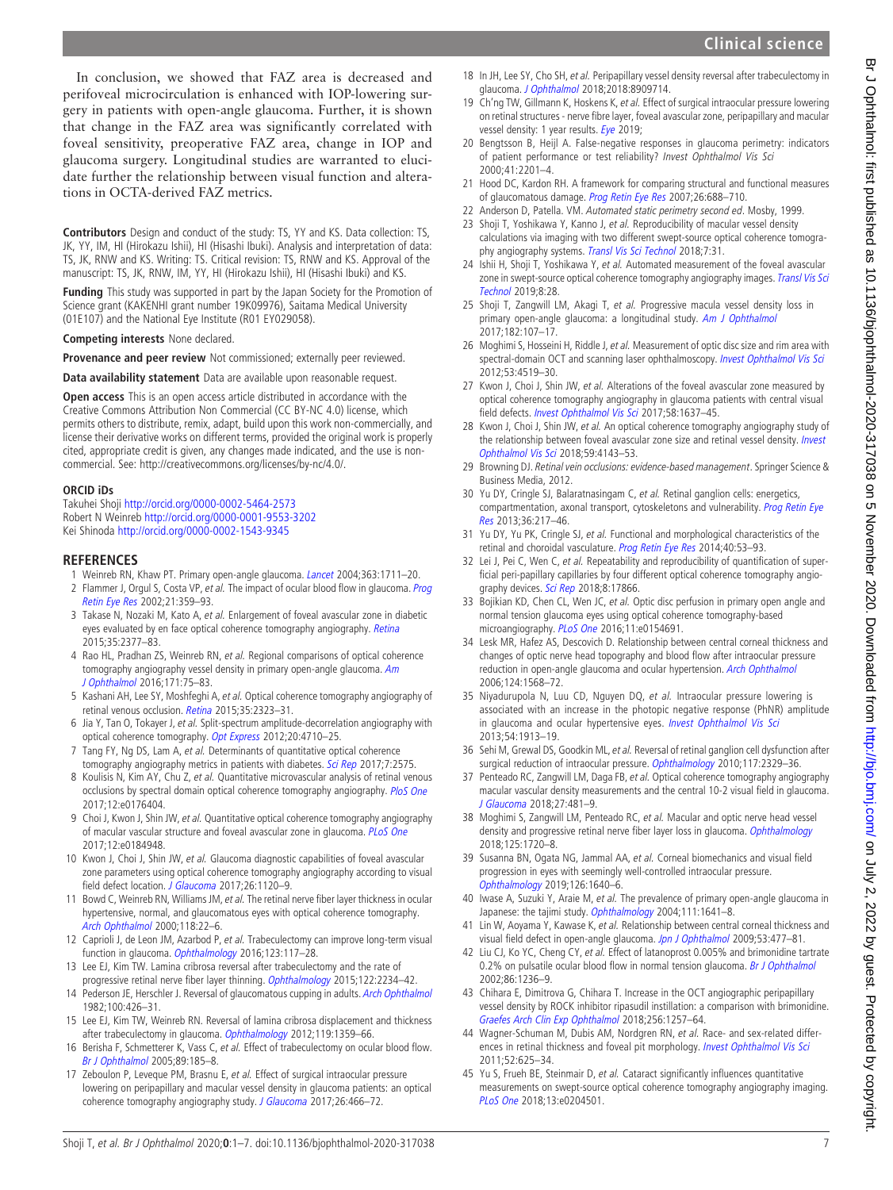In conclusion, we showed that FAZ area is decreased and perifoveal microcirculation is enhanced with IOP-lowering surgery in patients with open-angle glaucoma. Further, it is shown that change in the FAZ area was significantly correlated with foveal sensitivity, preoperative FAZ area, change in IOP and glaucoma surgery. Longitudinal studies are warranted to elucidate further the relationship between visual function and alterations in OCTA-derived FAZ metrics.

**Contributors** Design and conduct of the study: TS, YY and KS. Data collection: TS, JK, YY, IM, HI (Hirokazu Ishii), HI (Hisashi Ibuki). Analysis and interpretation of data: TS, JK, RNW and KS. Writing: TS. Critical revision: TS, RNW and KS. Approval of the manuscript: TS, JK, RNW, IM, YY, HI (Hirokazu Ishii), HI (Hisashi Ibuki) and KS.

**Funding** This study was supported in part by the Japan Society for the Promotion of Science grant (KAKENHI grant number 19K09976), Saitama Medical University (01E107) and the National Eye Institute (R01 EY029058).

**Competing interests** None declared.

**Provenance and peer review** Not commissioned; externally peer reviewed.

**Data availability statement** Data are available upon reasonable request.

**Open access** This is an open access article distributed in accordance with the Creative Commons Attribution Non Commercial (CC BY-NC 4.0) license, which permits others to distribute, remix, adapt, build upon this work non-commercially, and license their derivative works on different terms, provided the original work is properly cited, appropriate credit is given, any changes made indicated, and the use is non-commercial. See: http://creativecommons.org/licenses/by-nc/4.0/.

**ORCID iDs**

Takuhei Shoji http://orcid.org/0000-0002-5464-2573
Robert N Weinreb http://orcid.org/0000-0001-9553-3202
Kei Shinoda http://orcid.org/0000-0002-1543-9345

## REFERENCES

1. Weinreb RN, Khaw PT. Primary open-angle glaucoma. *Lancet* 2004;363:1711–20.
2. Flammer J, Orgul S, Costa VP, *et al*. The impact of ocular blood flow in glaucoma. *Prog Retin Eye Res* 2002;21:359–93.
3. Takase N, Nozaki M, Kato A, *et al*. Enlargement of foveal avascular zone in diabetic eyes evaluated by en face optical coherence tomography angiography. *Retina* 2015;35:2377–83.
4. Rao HL, Pradhan ZS, Weinreb RN, *et al*. Regional comparisons of optical coherence tomography angiography vessel density in primary open-angle glaucoma. *Am J Ophthalmol* 2016;171:75–83.
5. Kashani AH, Lee SY, Moshfeghi A, *et al*. Optical coherence tomography angiography of retinal venous occlusion. *Retina* 2015;35:2323–31.
6. Jia Y, Tan O, Tokayer J, *et al*. Split-spectrum amplitude-decorrelation angiography with optical coherence tomography. *Opt Express* 2012;20:4710–25.
7. Tang FY, Ng DS, Lam A, *et al*. Determinants of quantitative optical coherence tomography angiography metrics in patients with diabetes. *Sci Rep* 2017;7:2575.
8. Koulisis N, Kim AY, Chu Z, *et al*. Quantitative microvascular analysis of retinal venous occlusions by spectral domain optical coherence tomography angiography. *PloS One* 2017;12:e0176404.
9. Choi J, Kwon J, Shin JW, *et al*. Quantitative optical coherence tomography angiography of macular vascular structure and foveal avascular zone in glaucoma. *PLoS One* 2017;12:e0184948.
10. Kwon J, Choi J, Shin JW, *et al*. Glaucoma diagnostic capabilities of foveal avascular zone parameters using optical coherence tomography angiography according to visual field defect location. *J Glaucoma* 2017;26:1120–9.
11. Bowd C, Weinreb RN, Williams JM, *et al*. The retinal nerve fiber layer thickness in ocular hypertensive, normal, and glaucomatous eyes with optical coherence tomography. *Arch Ophthalmol* 2000;118:22–6.
12. Caprioli J, de Leon JM, Azarbod P, *et al*. Trabeculectomy can improve long-term visual function in glaucoma. *Ophthalmology* 2016;123:117–28.
13. Lee EJ, Kim TW. Lamina cribrosa reversal after trabeculectomy and the rate of progressive retinal nerve fiber layer thinning. *Ophthalmology* 2015;122:2234–42.
14. Pederson JE, Herschler J. Reversal of glaucomatous cupping in adults. *Arch Ophthalmol* 1982;100:426–31.
15. Lee EJ, Kim TW, Weinreb RN. Reversal of lamina cribrosa displacement and thickness after trabeculectomy in glaucoma. *Ophthalmology* 2012;119:1359–66.
16. Berisha F, Schmetterer K, Vass C, *et al*. Effect of trabeculectomy on ocular blood flow. *Br J Ophthalmol* 2005;89:185–8.
17. Zeboulon P, Leveque PM, Brasnu E, *et al*. Effect of surgical intraocular pressure lowering on peripapillary and macular vessel density in glaucoma patients: an optical coherence tomography angiography study. *J Glaucoma* 2017;26:466–72.
18. In JH, Lee SY, Cho SH, *et al*. Peripapillary vessel density reversal after trabeculectomy in glaucoma. *J Ophthalmol* 2018;2018:8909714.
19. Ch'ng TW, Gillmann K, Hoskens K, *et al*. Effect of surgical intraocular pressure lowering on retinal structures - nerve fibre layer, foveal avascular zone, peripapillary and macular vessel density: 1 year results. *Eye* 2019;
20. Bengtsson B, Heijl A. False-negative responses in glaucoma perimetry: indicators of patient performance or test reliability? *Invest Ophthalmol Vis Sci* 2000;41:2201–4.
21. Hood DC, Kardon RH. A framework for comparing structural and functional measures of glaucomatous damage. *Prog Retin Eye Res* 2007;26:688–710.
22. Anderson D, Patella. VM. *Automated static perimetry second ed*. Mosby, 1999.
23. Shoji T, Yoshikawa Y, Kanno J, *et al*. Reproducibility of macular vessel density calculations via imaging with two different swept-source optical coherence tomography angiography systems. *Transl Vis Sci Technol* 2018;7:31.
24. Ishii H, Shoji T, Yoshikawa Y, *et al*. Automated measurement of the foveal avascular zone in swept-source optical coherence tomography angiography images. *Transl Vis Sci Technol* 2019;8:28.
25. Shoji T, Zangwill LM, Akagi T, *et al*. Progressive macula vessel density loss in primary open-angle glaucoma: a longitudinal study. *Am J Ophthalmol* 2017;182:107–17.
26. Moghimi S, Hosseini H, Riddle J, *et al*. Measurement of optic disc size and rim area with spectral-domain OCT and scanning laser ophthalmoscopy. *Invest Ophthalmol Vis Sci* 2012;53:4519–30.
27. Kwon J, Choi J, Shin JW, *et al*. Alterations of the foveal avascular zone measured by optical coherence tomography angiography in glaucoma patients with central visual field defects. *Invest Ophthalmol Vis Sci* 2017;58:1637–45.
28. Kwon J, Choi J, Shin JW, *et al*. An optical coherence tomography angiography study of the relationship between foveal avascular zone size and retinal vessel density. *Invest Ophthalmol Vis Sci* 2018;59:4143–53.
29. Browning DJ. *Retinal vein occlusions: evidence-based management*. Springer Science & Business Media, 2012.
30. Yu DY, Cringle SJ, Balaratnasingam C, *et al*. Retinal ganglion cells: energetics, compartmentation, axonal transport, cytoskeletons and vulnerability. *Prog Retin Eye Res* 2013;36:217–46.
31. Yu DY, Yu PK, Cringle SJ, *et al*. Functional and morphological characteristics of the retinal and choroidal vasculature. *Prog Retin Eye Res* 2014;40:53–93.
32. Lei J, Pei C, Wen C, *et al*. Repeatability and reproducibility of quantification of superficial peri-papillary capillaries by four different optical coherence tomography angiography devices. *Sci Rep* 2018;8:17866.
33. Bojikian KD, Chen CL, Wen JC, *et al*. Optic disc perfusion in primary open angle and normal tension glaucoma eyes using optical coherence tomography-based microangiography. *PLoS One* 2016;11:e0154691.
34. Lesk MR, Hafez AS, Descovich D. Relationship between central corneal thickness and changes of optic nerve head topography and blood flow after intraocular pressure reduction in open-angle glaucoma and ocular hypertension. *Arch Ophthalmol* 2006;124:1568–72.
35. Niyadurupola N, Luu CD, Nguyen DQ, *et al*. Intraocular pressure lowering is associated with an increase in the photopic negative response (PhNR) amplitude in glaucoma and ocular hypertensive eyes. *Invest Ophthalmol Vis Sci* 2013;54:1913–19.
36. Sehi M, Grewal DS, Goodkin ML, *et al*. Reversal of retinal ganglion cell dysfunction after surgical reduction of intraocular pressure. *Ophthalmology* 2010;117:2329–36.
37. Penteado RC, Zangwill LM, Daga FB, *et al*. Optical coherence tomography angiography macular vascular density measurements and the central 10-2 visual field in glaucoma. *J Glaucoma* 2018;27:481–9.
38. Moghimi S, Zangwill LM, Penteado RC, *et al*. Macular and optic nerve head vessel density and progressive retinal nerve fiber layer loss in glaucoma. *Ophthalmology* 2018;125:1720–8.
39. Susanna BN, Ogata NG, Jammal AA, *et al*. Corneal biomechanics and visual field progression in eyes with seemingly well-controlled intraocular pressure. *Ophthalmology* 2019;126:1640–6.
40. Iwase A, Suzuki Y, Araie M, *et al*. The prevalence of primary open-angle glaucoma in Japanese: the tajimi study. *Ophthalmology* 2004;111:1641–8.
41. Lin W, Aoyama Y, Kawase K, *et al*. Relationship between central corneal thickness and visual field defect in open-angle glaucoma. *Jpn J Ophthalmol* 2009;53:477–81.
42. Liu CJ, Ko YC, Cheng CY, *et al*. Effect of latanoprost 0.005% and brimonidine tartrate 0.2% on pulsatile ocular blood flow in normal tension glaucoma. *Br J Ophthalmol* 2002;86:1236–9.
43. Chihara E, Dimitrova G, Chihara T. Increase in the OCT angiographic peripapillary vessel density by ROCK inhibitor ripasudil instillation: a comparison with brimonidine. *Graefes Arch Clin Exp Ophthalmol* 2018;256:1257–64.
44. Wagner-Schuman M, Dubis AM, Nordgren RN, *et al*. Race- and sex-related differences in retinal thickness and foveal pit morphology. *Invest Ophthalmol Vis Sci* 2011;52:625–34.
45. Yu S, Frueh BE, Steinmair D, *et al*. Cataract significantly influences quantitative measurements on swept-source optical coherence tomography angiography imaging. *PLoS One* 2018;13:e0204501.